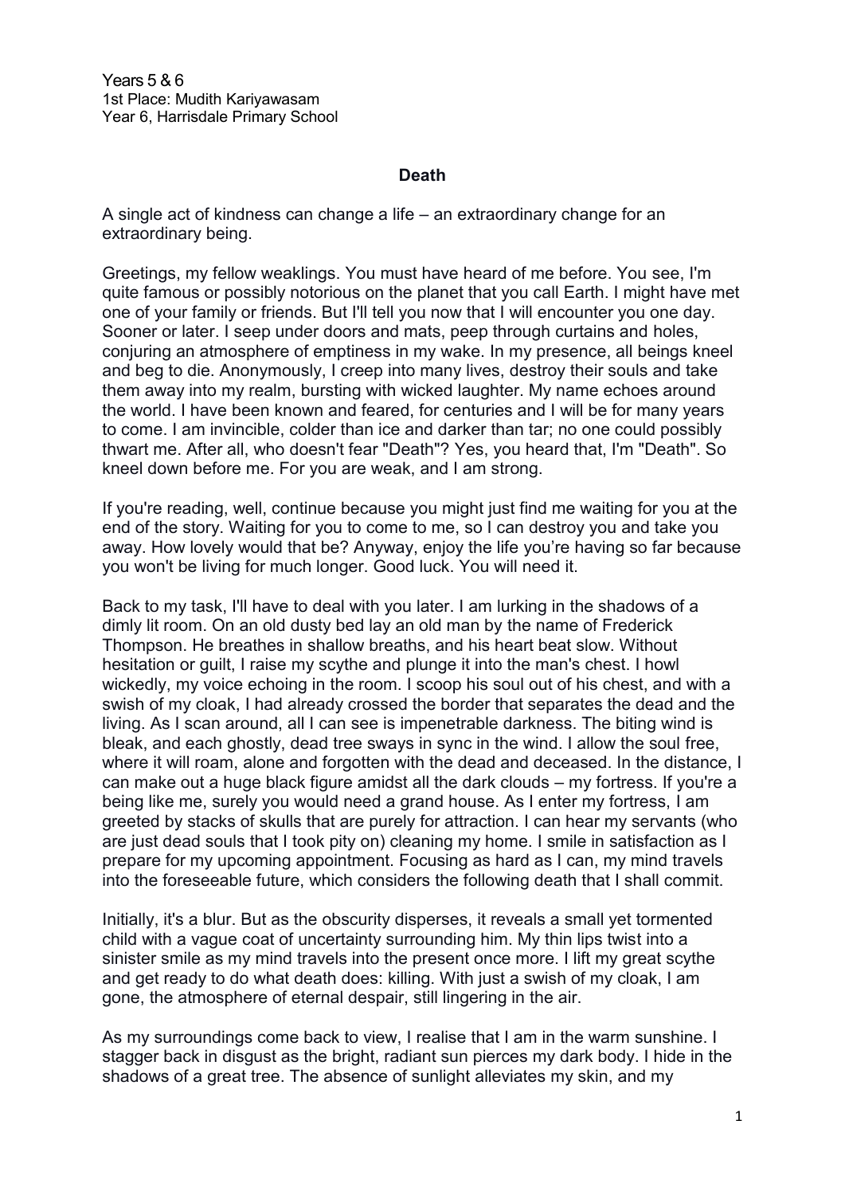Years 5 & 6
1st Place: Mudith Kariyawasam
Year 6, Harrisdale Primary School

## Death

A single act of kindness can change a life – an extraordinary change for an extraordinary being.

Greetings, my fellow weaklings. You must have heard of me before. You see, I'm quite famous or possibly notorious on the planet that you call Earth. I might have met one of your family or friends. But I'll tell you now that I will encounter you one day. Sooner or later. I seep under doors and mats, peep through curtains and holes, conjuring an atmosphere of emptiness in my wake. In my presence, all beings kneel and beg to die. Anonymously, I creep into many lives, destroy their souls and take them away into my realm, bursting with wicked laughter. My name echoes around the world. I have been known and feared, for centuries and I will be for many years to come. I am invincible, colder than ice and darker than tar; no one could possibly thwart me. After all, who doesn't fear "Death"? Yes, you heard that, I'm "Death". So kneel down before me. For you are weak, and I am strong.

If you're reading, well, continue because you might just find me waiting for you at the end of the story. Waiting for you to come to me, so I can destroy you and take you away. How lovely would that be? Anyway, enjoy the life you're having so far because you won't be living for much longer. Good luck. You will need it.

Back to my task, I'll have to deal with you later. I am lurking in the shadows of a dimly lit room. On an old dusty bed lay an old man by the name of Frederick Thompson. He breathes in shallow breaths, and his heart beat slow. Without hesitation or guilt, I raise my scythe and plunge it into the man's chest. I howl wickedly, my voice echoing in the room. I scoop his soul out of his chest, and with a swish of my cloak, I had already crossed the border that separates the dead and the living. As I scan around, all I can see is impenetrable darkness. The biting wind is bleak, and each ghostly, dead tree sways in sync in the wind. I allow the soul free, where it will roam, alone and forgotten with the dead and deceased. In the distance, I can make out a huge black figure amidst all the dark clouds – my fortress. If you're a being like me, surely you would need a grand house. As I enter my fortress, I am greeted by stacks of skulls that are purely for attraction. I can hear my servants (who are just dead souls that I took pity on) cleaning my home. I smile in satisfaction as I prepare for my upcoming appointment. Focusing as hard as I can, my mind travels into the foreseeable future, which considers the following death that I shall commit.

Initially, it's a blur. But as the obscurity disperses, it reveals a small yet tormented child with a vague coat of uncertainty surrounding him. My thin lips twist into a sinister smile as my mind travels into the present once more. I lift my great scythe and get ready to do what death does: killing. With just a swish of my cloak, I am gone, the atmosphere of eternal despair, still lingering in the air.

As my surroundings come back to view, I realise that I am in the warm sunshine. I stagger back in disgust as the bright, radiant sun pierces my dark body. I hide in the shadows of a great tree. The absence of sunlight alleviates my skin, and my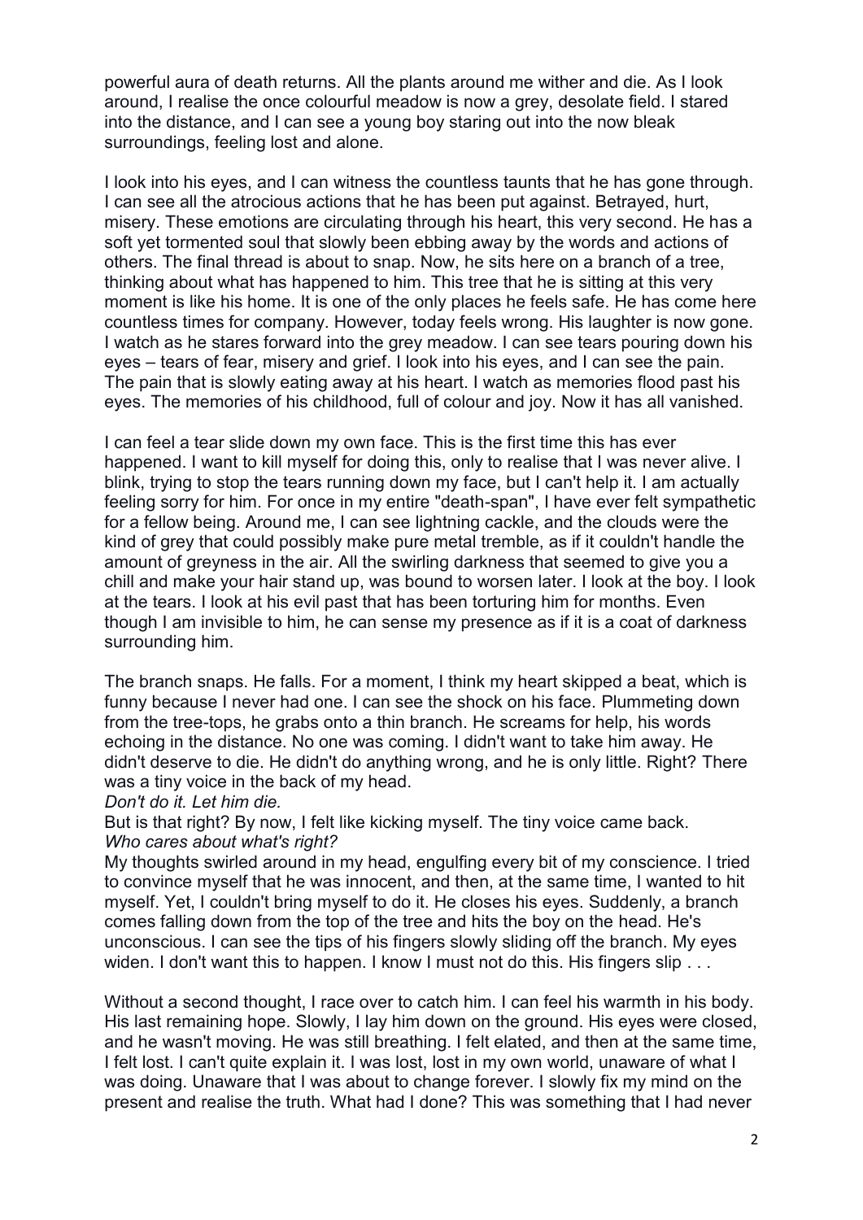powerful aura of death returns. All the plants around me wither and die. As I look around, I realise the once colourful meadow is now a grey, desolate field. I stared into the distance, and I can see a young boy staring out into the now bleak surroundings, feeling lost and alone.

I look into his eyes, and I can witness the countless taunts that he has gone through. I can see all the atrocious actions that he has been put against. Betrayed, hurt, misery. These emotions are circulating through his heart, this very second. He has a soft yet tormented soul that slowly been ebbing away by the words and actions of others. The final thread is about to snap. Now, he sits here on a branch of a tree, thinking about what has happened to him. This tree that he is sitting at this very moment is like his home. It is one of the only places he feels safe. He has come here countless times for company. However, today feels wrong. His laughter is now gone. I watch as he stares forward into the grey meadow. I can see tears pouring down his eyes – tears of fear, misery and grief. I look into his eyes, and I can see the pain. The pain that is slowly eating away at his heart. I watch as memories flood past his eyes. The memories of his childhood, full of colour and joy. Now it has all vanished.

I can feel a tear slide down my own face. This is the first time this has ever happened. I want to kill myself for doing this, only to realise that I was never alive. I blink, trying to stop the tears running down my face, but I can't help it. I am actually feeling sorry for him. For once in my entire "death-span", I have ever felt sympathetic for a fellow being. Around me, I can see lightning cackle, and the clouds were the kind of grey that could possibly make pure metal tremble, as if it couldn't handle the amount of greyness in the air. All the swirling darkness that seemed to give you a chill and make your hair stand up, was bound to worsen later. I look at the boy. I look at the tears. I look at his evil past that has been torturing him for months. Even though I am invisible to him, he can sense my presence as if it is a coat of darkness surrounding him.

The branch snaps. He falls. For a moment, I think my heart skipped a beat, which is funny because I never had one. I can see the shock on his face. Plummeting down from the tree-tops, he grabs onto a thin branch. He screams for help, his words echoing in the distance. No one was coming. I didn't want to take him away. He didn't deserve to die. He didn't do anything wrong, and he is only little. Right? There was a tiny voice in the back of my head.
*Don't do it. Let him die.*
But is that right? By now, I felt like kicking myself. The tiny voice came back.
*Who cares about what's right?*
My thoughts swirled around in my head, engulfing every bit of my conscience. I tried to convince myself that he was innocent, and then, at the same time, I wanted to hit myself. Yet, I couldn't bring myself to do it. He closes his eyes. Suddenly, a branch comes falling down from the top of the tree and hits the boy on the head. He's unconscious. I can see the tips of his fingers slowly sliding off the branch. My eyes widen. I don't want this to happen. I know I must not do this. His fingers slip . . .

Without a second thought, I race over to catch him. I can feel his warmth in his body. His last remaining hope. Slowly, I lay him down on the ground. His eyes were closed, and he wasn't moving. He was still breathing. I felt elated, and then at the same time, I felt lost. I can't quite explain it. I was lost, lost in my own world, unaware of what I was doing. Unaware that I was about to change forever. I slowly fix my mind on the present and realise the truth. What had I done? This was something that I had never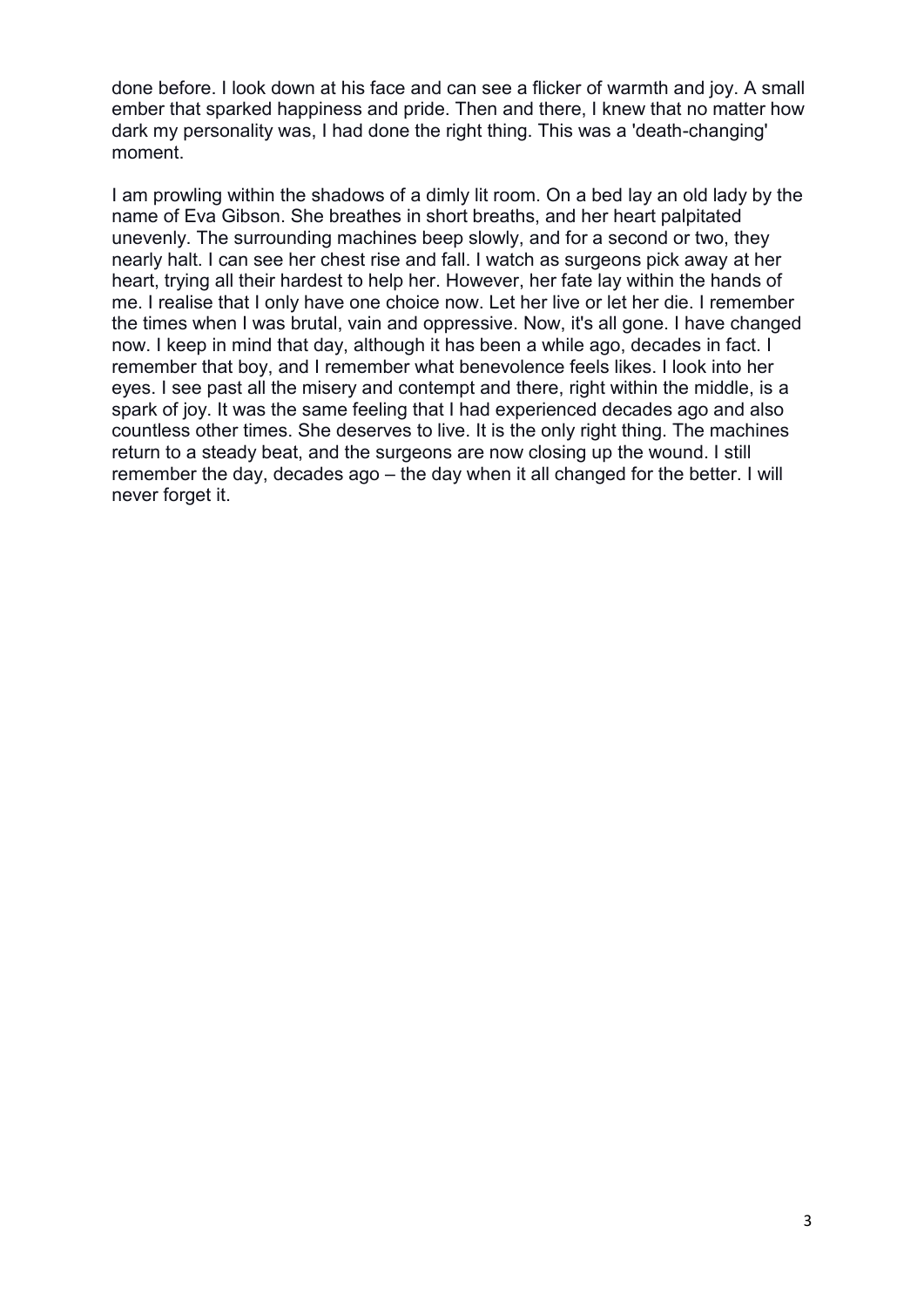done before. I look down at his face and can see a flicker of warmth and joy. A small ember that sparked happiness and pride. Then and there, I knew that no matter how dark my personality was, I had done the right thing. This was a 'death-changing' moment.

I am prowling within the shadows of a dimly lit room. On a bed lay an old lady by the name of Eva Gibson. She breathes in short breaths, and her heart palpitated unevenly. The surrounding machines beep slowly, and for a second or two, they nearly halt. I can see her chest rise and fall. I watch as surgeons pick away at her heart, trying all their hardest to help her. However, her fate lay within the hands of me. I realise that I only have one choice now. Let her live or let her die. I remember the times when I was brutal, vain and oppressive. Now, it's all gone. I have changed now. I keep in mind that day, although it has been a while ago, decades in fact. I remember that boy, and I remember what benevolence feels likes. I look into her eyes. I see past all the misery and contempt and there, right within the middle, is a spark of joy. It was the same feeling that I had experienced decades ago and also countless other times. She deserves to live. It is the only right thing. The machines return to a steady beat, and the surgeons are now closing up the wound. I still remember the day, decades ago – the day when it all changed for the better. I will never forget it.